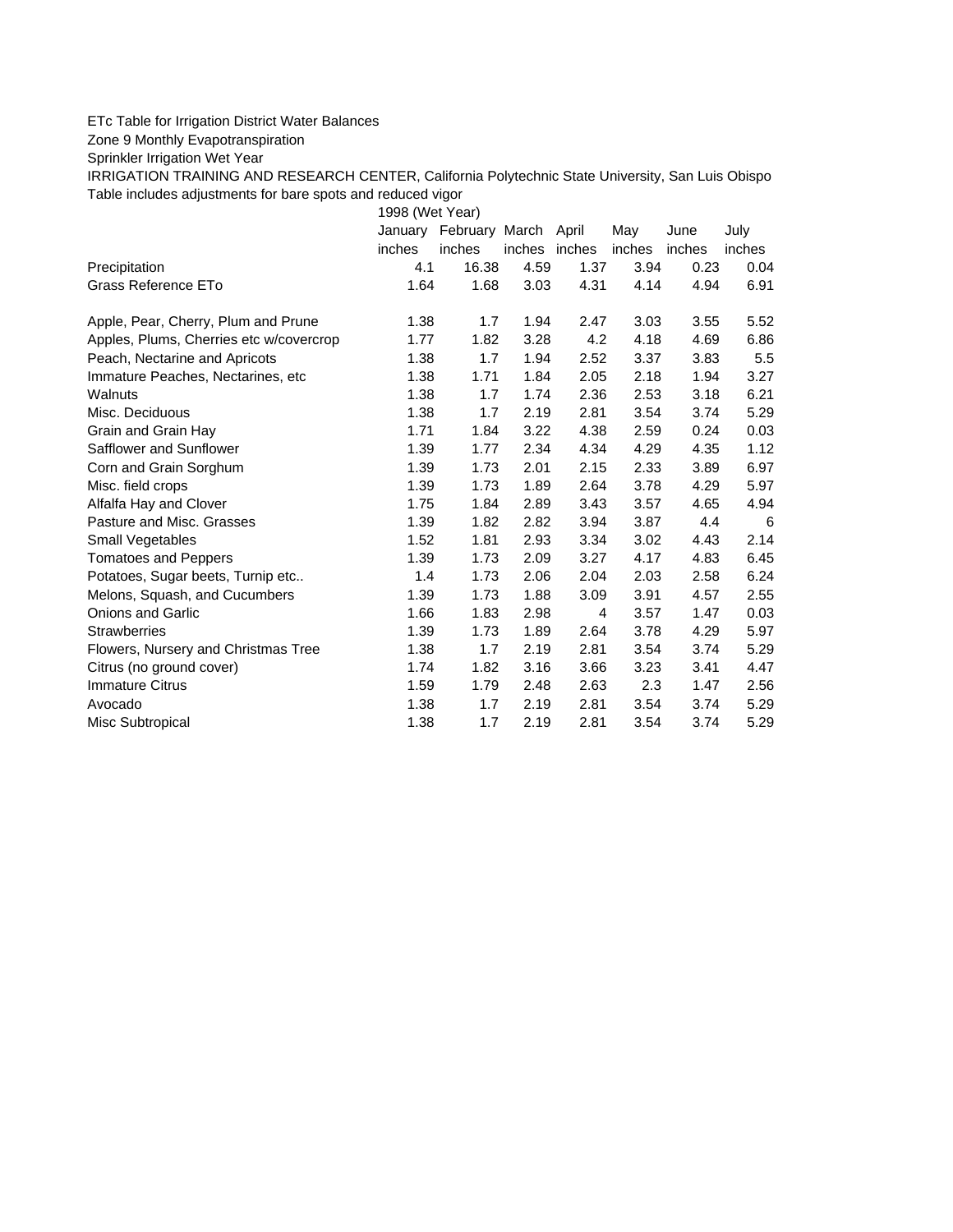ETc Table for Irrigation District Water Balances

Zone 9 Monthly Evapotranspiration

Sprinkler Irrigation Wet Year

IRRIGATION TRAINING AND RESEARCH CENTER, California Polytechnic State University, San Luis Obispo

Table includes adjustments for bare spots and reduced vigor

| | 1998 (Wet Year) | | | | | | |
|---|---|---|---|---|---|---|---|
| | January | February | March | April | May | June | July |
| | inches | inches | inches | inches | inches | inches | inches |
| Precipitation | 4.1 | 16.38 | 4.59 | 1.37 | 3.94 | 0.23 | 0.04 |
| Grass Reference ETo | 1.64 | 1.68 | 3.03 | 4.31 | 4.14 | 4.94 | 6.91 |
| | | | | | | | |
| Apple, Pear, Cherry, Plum and Prune | 1.38 | 1.7 | 1.94 | 2.47 | 3.03 | 3.55 | 5.52 |
| Apples, Plums, Cherries etc w/covercrop | 1.77 | 1.82 | 3.28 | 4.2 | 4.18 | 4.69 | 6.86 |
| Peach, Nectarine and Apricots | 1.38 | 1.7 | 1.94 | 2.52 | 3.37 | 3.83 | 5.5 |
| Immature Peaches, Nectarines, etc | 1.38 | 1.71 | 1.84 | 2.05 | 2.18 | 1.94 | 3.27 |
| Walnuts | 1.38 | 1.7 | 1.74 | 2.36 | 2.53 | 3.18 | 6.21 |
| Misc. Deciduous | 1.38 | 1.7 | 2.19 | 2.81 | 3.54 | 3.74 | 5.29 |
| Grain and Grain Hay | 1.71 | 1.84 | 3.22 | 4.38 | 2.59 | 0.24 | 0.03 |
| Safflower and Sunflower | 1.39 | 1.77 | 2.34 | 4.34 | 4.29 | 4.35 | 1.12 |
| Corn and Grain Sorghum | 1.39 | 1.73 | 2.01 | 2.15 | 2.33 | 3.89 | 6.97 |
| Misc. field crops | 1.39 | 1.73 | 1.89 | 2.64 | 3.78 | 4.29 | 5.97 |
| Alfalfa Hay and Clover | 1.75 | 1.84 | 2.89 | 3.43 | 3.57 | 4.65 | 4.94 |
| Pasture and Misc. Grasses | 1.39 | 1.82 | 2.82 | 3.94 | 3.87 | 4.4 | 6 |
| Small Vegetables | 1.52 | 1.81 | 2.93 | 3.34 | 3.02 | 4.43 | 2.14 |
| Tomatoes and Peppers | 1.39 | 1.73 | 2.09 | 3.27 | 4.17 | 4.83 | 6.45 |
| Potatoes, Sugar beets, Turnip etc.. | 1.4 | 1.73 | 2.06 | 2.04 | 2.03 | 2.58 | 6.24 |
| Melons, Squash, and Cucumbers | 1.39 | 1.73 | 1.88 | 3.09 | 3.91 | 4.57 | 2.55 |
| Onions and Garlic | 1.66 | 1.83 | 2.98 | 4 | 3.57 | 1.47 | 0.03 |
| Strawberries | 1.39 | 1.73 | 1.89 | 2.64 | 3.78 | 4.29 | 5.97 |
| Flowers, Nursery and Christmas Tree | 1.38 | 1.7 | 2.19 | 2.81 | 3.54 | 3.74 | 5.29 |
| Citrus (no ground cover) | 1.74 | 1.82 | 3.16 | 3.66 | 3.23 | 3.41 | 4.47 |
| Immature Citrus | 1.59 | 1.79 | 2.48 | 2.63 | 2.3 | 1.47 | 2.56 |
| Avocado | 1.38 | 1.7 | 2.19 | 2.81 | 3.54 | 3.74 | 5.29 |
| Misc Subtropical | 1.38 | 1.7 | 2.19 | 2.81 | 3.54 | 3.74 | 5.29 |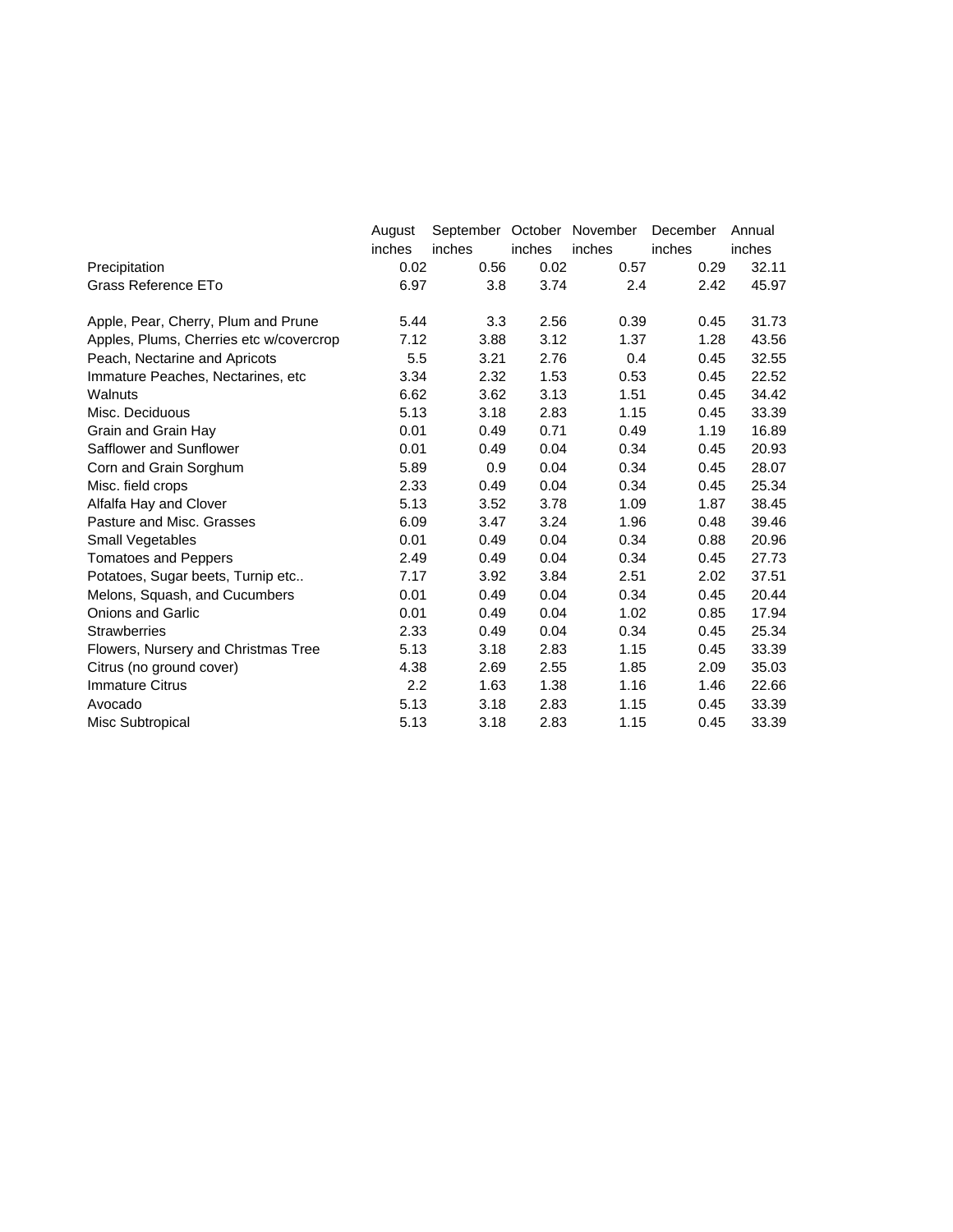| | August inches | September inches | October inches | November inches | December inches | Annual inches |
|---|---|---|---|---|---|---|
| Precipitation | 0.02 | 0.56 | 0.02 | 0.57 | 0.29 | 32.11 |
| Grass Reference ETo | 6.97 | 3.8 | 3.74 | 2.4 | 2.42 | 45.97 |
| | | | | | | |
| Apple, Pear, Cherry, Plum and Prune | 5.44 | 3.3 | 2.56 | 0.39 | 0.45 | 31.73 |
| Apples, Plums, Cherries etc w/covercrop | 7.12 | 3.88 | 3.12 | 1.37 | 1.28 | 43.56 |
| Peach, Nectarine and Apricots | 5.5 | 3.21 | 2.76 | 0.4 | 0.45 | 32.55 |
| Immature Peaches, Nectarines, etc | 3.34 | 2.32 | 1.53 | 0.53 | 0.45 | 22.52 |
| Walnuts | 6.62 | 3.62 | 3.13 | 1.51 | 0.45 | 34.42 |
| Misc. Deciduous | 5.13 | 3.18 | 2.83 | 1.15 | 0.45 | 33.39 |
| Grain and Grain Hay | 0.01 | 0.49 | 0.71 | 0.49 | 1.19 | 16.89 |
| Safflower and Sunflower | 0.01 | 0.49 | 0.04 | 0.34 | 0.45 | 20.93 |
| Corn and Grain Sorghum | 5.89 | 0.9 | 0.04 | 0.34 | 0.45 | 28.07 |
| Misc. field crops | 2.33 | 0.49 | 0.04 | 0.34 | 0.45 | 25.34 |
| Alfalfa Hay and Clover | 5.13 | 3.52 | 3.78 | 1.09 | 1.87 | 38.45 |
| Pasture and Misc. Grasses | 6.09 | 3.47 | 3.24 | 1.96 | 0.48 | 39.46 |
| Small Vegetables | 0.01 | 0.49 | 0.04 | 0.34 | 0.88 | 20.96 |
| Tomatoes and Peppers | 2.49 | 0.49 | 0.04 | 0.34 | 0.45 | 27.73 |
| Potatoes, Sugar beets, Turnip etc.. | 7.17 | 3.92 | 3.84 | 2.51 | 2.02 | 37.51 |
| Melons, Squash, and Cucumbers | 0.01 | 0.49 | 0.04 | 0.34 | 0.45 | 20.44 |
| Onions and Garlic | 0.01 | 0.49 | 0.04 | 1.02 | 0.85 | 17.94 |
| Strawberries | 2.33 | 0.49 | 0.04 | 0.34 | 0.45 | 25.34 |
| Flowers, Nursery and Christmas Tree | 5.13 | 3.18 | 2.83 | 1.15 | 0.45 | 33.39 |
| Citrus (no ground cover) | 4.38 | 2.69 | 2.55 | 1.85 | 2.09 | 35.03 |
| Immature Citrus | 2.2 | 1.63 | 1.38 | 1.16 | 1.46 | 22.66 |
| Avocado | 5.13 | 3.18 | 2.83 | 1.15 | 0.45 | 33.39 |
| Misc Subtropical | 5.13 | 3.18 | 2.83 | 1.15 | 0.45 | 33.39 |